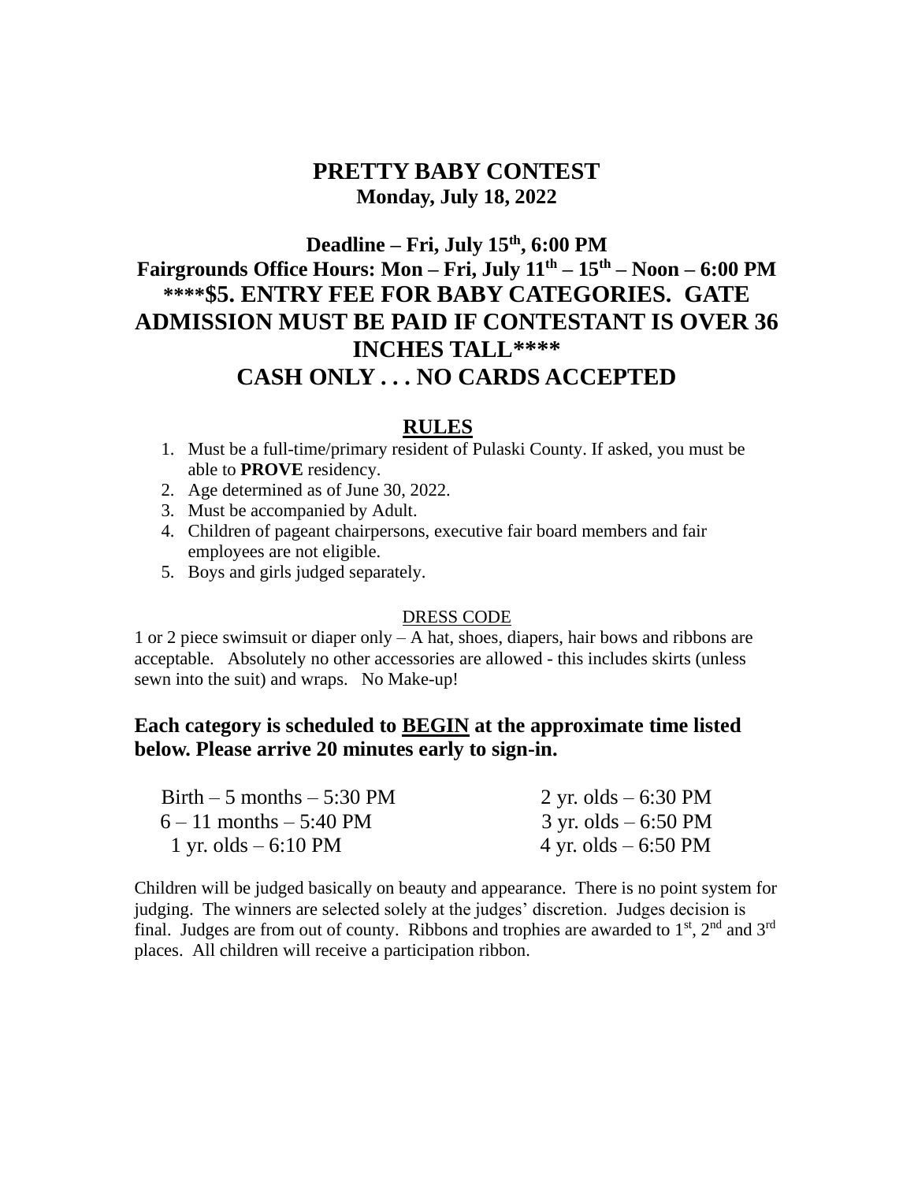# PRETTY BABY CONTEST

**Monday, July 18, 2022**

## Deadline – Fri, July 15th, 6:00 PM

## Fairgrounds Office Hours: Mon – Fri, July 11th – 15th – Noon – 6:00 PM

## ****$5. ENTRY FEE FOR BABY CATEGORIES. GATE ADMISSION MUST BE PAID IF CONTESTANT IS OVER 36 INCHES TALL****

## CASH ONLY . . . NO CARDS ACCEPTED

## RULES

1. Must be a full-time/primary resident of Pulaski County. If asked, you must be able to **PROVE** residency.
2. Age determined as of June 30, 2022.
3. Must be accompanied by Adult.
4. Children of pageant chairpersons, executive fair board members and fair employees are not eligible.
5. Boys and girls judged separately.

DRESS CODE

1 or 2 piece swimsuit or diaper only – A hat, shoes, diapers, hair bows and ribbons are acceptable. Absolutely no other accessories are allowed - this includes skirts (unless sewn into the suit) and wraps. No Make-up!

**Each category is scheduled to BEGIN at the approximate time listed below. Please arrive 20 minutes early to sign-in.**

| | |
|---|---|
| Birth – 5 months – 5:30 PM | 2 yr. olds – 6:30 PM |
| 6 – 11 months – 5:40 PM | 3 yr. olds – 6:50 PM |
| 1 yr. olds – 6:10 PM | 4 yr. olds – 6:50 PM |

Children will be judged basically on beauty and appearance. There is no point system for judging. The winners are selected solely at the judges' discretion. Judges decision is final. Judges are from out of county. Ribbons and trophies are awarded to 1st, 2nd and 3rd places. All children will receive a participation ribbon.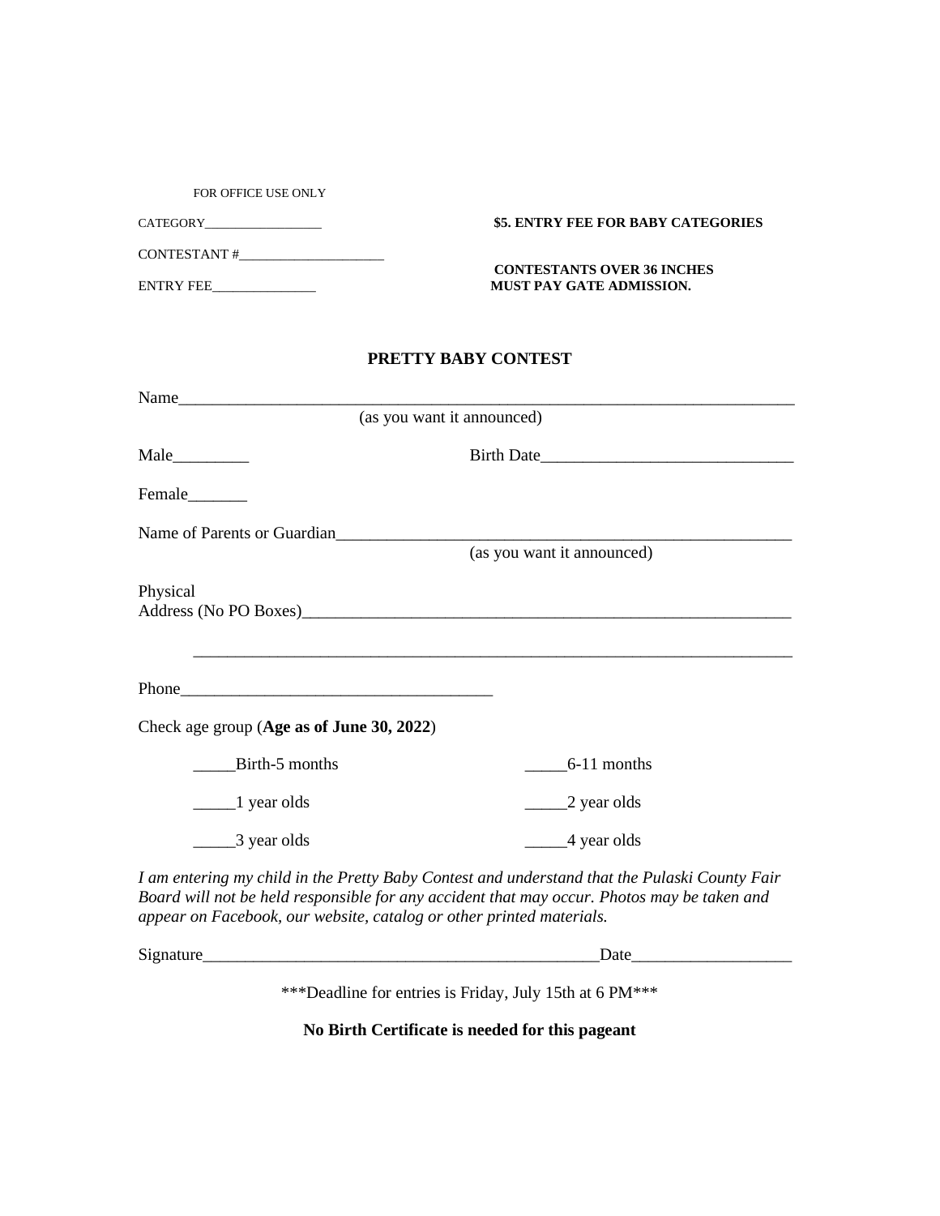FOR OFFICE USE ONLY

CATEGORY__________________

CONTESTANT #_____________________

ENTRY FEE_______________

**$5. ENTRY FEE FOR BABY CATEGORIES**

**CONTESTANTS OVER 36 INCHES MUST PAY GATE ADMISSION.**

**PRETTY BABY CONTEST**

Name_____________________________________________________________________________
(as you want it announced)

Male_________

Birth Date______________________________

Female_______

Name of Parents or Guardian_________________________________________________________
(as you want it announced)

Physical
Address (No PO Boxes)______________________________________________________________

__________________________________________________________________________

Phone______________________________________

Check age group (**Age as of June 30, 2022**)

_____Birth-5 months

_____6-11 months

_____1 year olds

_____2 year olds

_____3 year olds

_____4 year olds

*I am entering my child in the Pretty Baby Contest and understand that the Pulaski County Fair Board will not be held responsible for any accident that may occur. Photos may be taken and appear on Facebook, our website, catalog or other printed materials.*

Signature_______________________________________________Date___________________

***Deadline for entries is Friday, July 15th at 6 PM***

**No Birth Certificate is needed for this pageant**